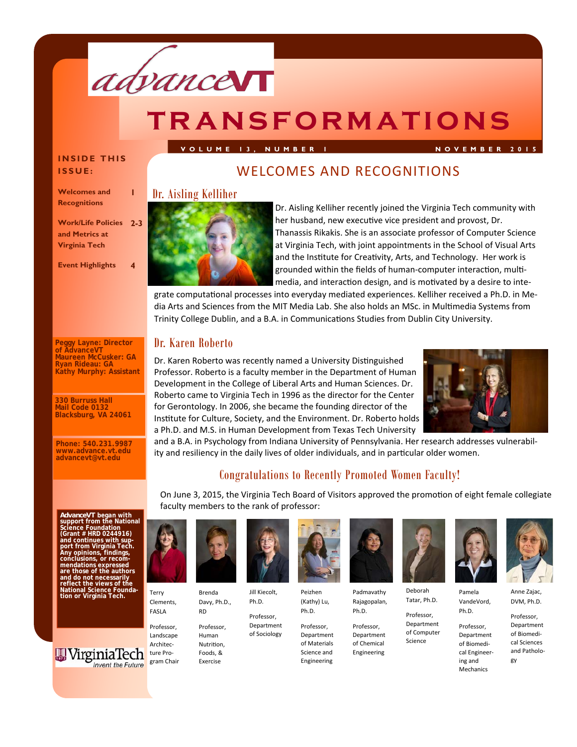# advanceVT

# TRANSFORMATIONS

VOLUME 13, NUMBER 1 — NOVEMBER 2015

**INSIDE THIS ISSUE:**

| | |
|---|---|
| Welcomes and Recognitions | 1 |
| Work/Life Policies and Metrics at Virginia Tech | 2-3 |
| Event Highlights | 4 |

**Peggy Layne: Director of AdvanceVT**
**Maureen McCusker: GA**
**Ryan Rideau: GA**
**Kathy Murphy: Assistant**

**330 Burruss Hall**
**Mail Code 0132**
**Blacksburg, VA 24061**

**Phone: 540.231.9987**
**www.advance.vt.edu**
**advancevt@vt.edu**

**AdvanceVT began with support from the National Science Foundation (Grant # HRD 0244916) and continues with support from Virginia Tech. Any opinions, findings, conclusions, or recommendations expressed are those of the authors and do not necessarily reflect the views of the National Science Foundation or Virginia Tech.**

## WELCOMES AND RECOGNITIONS

### Dr. Aisling Kelliher

Dr. Aisling Kelliher recently joined the Virginia Tech community with her husband, new executive vice president and provost, Dr. Thanassis Rikakis. She is an associate professor of Computer Science at Virginia Tech, with joint appointments in the School of Visual Arts and the Institute for Creativity, Arts, and Technology. Her work is grounded within the fields of human-computer interaction, multimedia, and interaction design, and is motivated by a desire to integrate computational processes into everyday mediated experiences. Kelliher received a Ph.D. in Media Arts and Sciences from the MIT Media Lab. She also holds an MSc. in Multimedia Systems from Trinity College Dublin, and a B.A. in Communications Studies from Dublin City University.

### Dr. Karen Roberto

Dr. Karen Roberto was recently named a University Distinguished Professor. Roberto is a faculty member in the Department of Human Development in the College of Liberal Arts and Human Sciences. Dr. Roberto came to Virginia Tech in 1996 as the director for the Center for Gerontology. In 2006, she became the founding director of the Institute for Culture, Society, and the Environment. Dr. Roberto holds a Ph.D. and M.S. in Human Development from Texas Tech University and a B.A. in Psychology from Indiana University of Pennsylvania. Her research addresses vulnerability and resiliency in the daily lives of older individuals, and in particular older women.

### Congratulations to Recently Promoted Women Faculty!

On June 3, 2015, the Virginia Tech Board of Visitors approved the promotion of eight female collegiate faculty members to the rank of professor:

- Terry Clements, FASLA — Professor, Landscape Architecture Program Chair
- Brenda Davy, Ph.D., RD — Professor, Human Nutrition, Foods, & Exercise
- Jill Kiecolt, Ph.D. — Professor, Department of Sociology
- Peizhen (Kathy) Lu, Ph.D. — Professor, Department of Materials Science and Engineering
- Padmavathy Rajagopalan, Ph.D. — Professor, Department of Chemical Engineering
- Deborah Tatar, Ph.D. — Professor, Department of Computer Science
- Pamela VandeVord, Ph.D. — Professor, Department of Biomedical Engineering and Mechanics
- Anne Zajac, DVM, Ph.D. — Professor, Department of Biomedical Sciences and Pathology

Virginia Tech — Invent the Future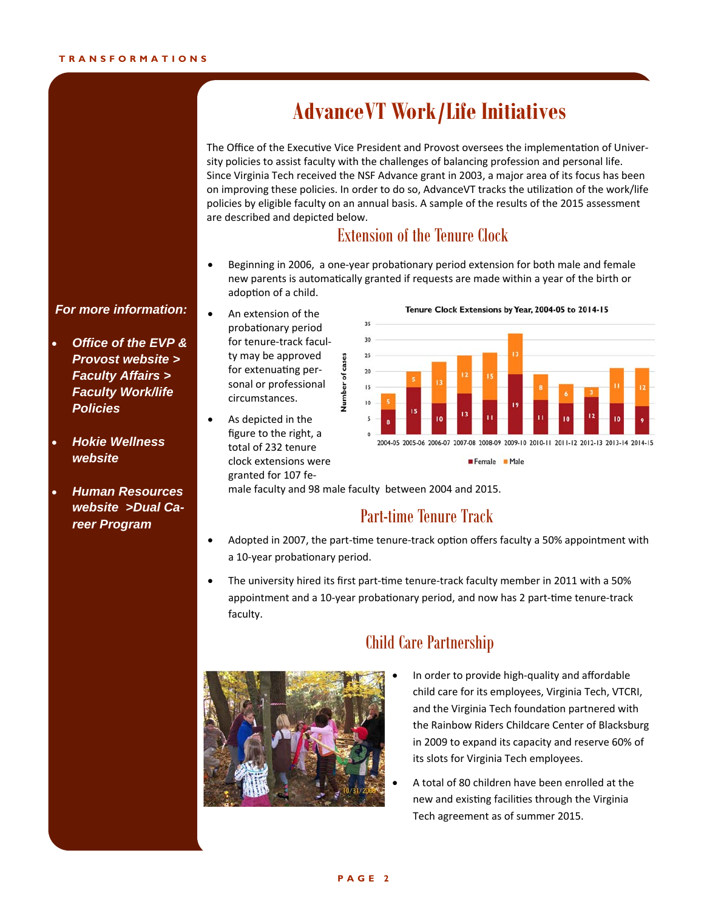# AdvanceVT Work/Life Initiatives

The Office of the Executive Vice President and Provost oversees the implementation of University policies to assist faculty with the challenges of balancing profession and personal life. Since Virginia Tech received the NSF Advance grant in 2003, a major area of its focus has been on improving these policies. In order to do so, AdvanceVT tracks the utilization of the work/life policies by eligible faculty on an annual basis. A sample of the results of the 2015 assessment are described and depicted below.

## Extension of the Tenure Clock

- Beginning in 2006, a one-year probationary period extension for both male and female new parents is automatically granted if requests are made within a year of the birth or adoption of a child.
- An extension of the probationary period for tenure-track faculty may be approved for extenuating personal or professional circumstances.
- As depicted in the figure to the right, a total of 232 tenure clock extensions were granted for 107 female faculty and 98 male faculty between 2004 and 2015.

**Tenure Clock Extensions by Year, 2004-05 to 2014-15**

| Year | Female | Male |
|---|---|---|
| 2004-05 | 8 | 5 |
| 2005-06 | 15 | 5 |
| 2006-07 | 10 | 13 |
| 2007-08 | 13 | 12 |
| 2008-09 | 11 | 15 |
| 2009-10 | 19 | 13 |
| 2010-11 | 11 | 8 |
| 2011-12 | 10 | 6 |
| 2012-13 | 12 | 3 |
| 2013-14 | 10 | 11 |
| 2014-15 | 9 | 12 |

## Part-time Tenure Track

- Adopted in 2007, the part-time tenure-track option offers faculty a 50% appointment with a 10-year probationary period.
- The university hired its first part-time tenure-track faculty member in 2011 with a 50% appointment and a 10-year probationary period, and now has 2 part-time tenure-track faculty.

## Child Care Partnership

- In order to provide high-quality and affordable child care for its employees, Virginia Tech, VTCRI, and the Virginia Tech foundation partnered with the Rainbow Riders Childcare Center of Blacksburg in 2009 to expand its capacity and reserve 60% of its slots for Virginia Tech employees.
- A total of 80 children have been enrolled at the new and existing facilities through the Virginia Tech agreement as of summer 2015.

***For more information:***

- ***Office of the EVP & Provost website > Faculty Affairs > Faculty Work/life Policies***
- ***Hokie Wellness website***
- ***Human Resources website >Dual Career Program***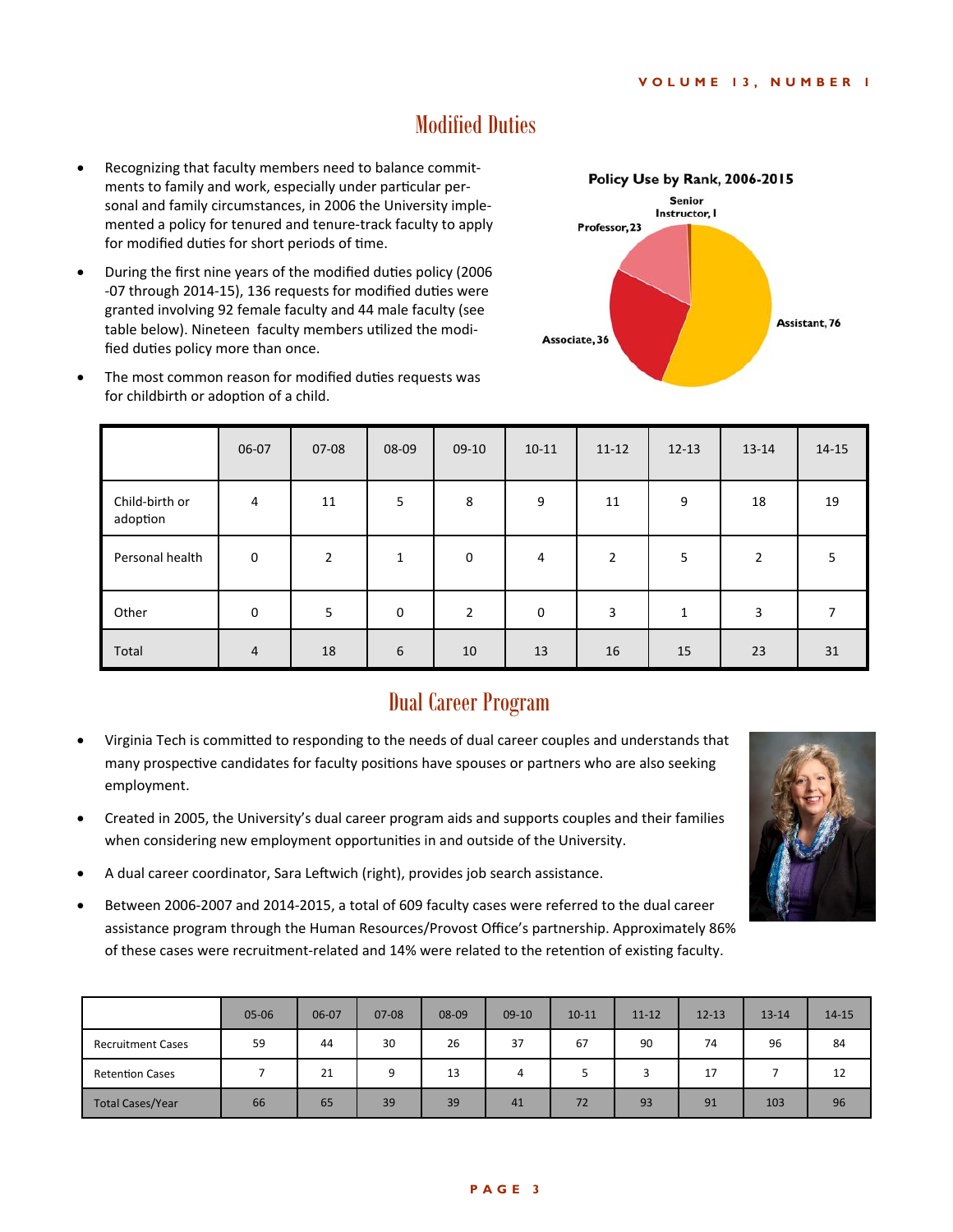## Modified Duties

- Recognizing that faculty members need to balance commitments to family and work, especially under particular personal and family circumstances, in 2006 the University implemented a policy for tenured and tenure-track faculty to apply for modified duties for short periods of time.
- During the first nine years of the modified duties policy (2006-07 through 2014-15), 136 requests for modified duties were granted involving 92 female faculty and 44 male faculty (see table below). Nineteen faculty members utilized the modified duties policy more than once.
- The most common reason for modified duties requests was for childbirth or adoption of a child.

**Policy Use by Rank, 2006-2015**

Senior Instructor, 1; Professor, 23; Associate, 36; Assistant, 76

| | 06-07 | 07-08 | 08-09 | 09-10 | 10-11 | 11-12 | 12-13 | 13-14 | 14-15 |
|---|---|---|---|---|---|---|---|---|---|
| Child-birth or adoption | 4 | 11 | 5 | 8 | 9 | 11 | 9 | 18 | 19 |
| Personal health | 0 | 2 | 1 | 0 | 4 | 2 | 5 | 2 | 5 |
| Other | 0 | 5 | 0 | 2 | 0 | 3 | 1 | 3 | 7 |
| Total | 4 | 18 | 6 | 10 | 13 | 16 | 15 | 23 | 31 |

## Dual Career Program

- Virginia Tech is committed to responding to the needs of dual career couples and understands that many prospective candidates for faculty positions have spouses or partners who are also seeking employment.
- Created in 2005, the University's dual career program aids and supports couples and their families when considering new employment opportunities in and outside of the University.
- A dual career coordinator, Sara Leftwich (right), provides job search assistance.
- Between 2006-2007 and 2014-2015, a total of 609 faculty cases were referred to the dual career assistance program through the Human Resources/Provost Office's partnership. Approximately 86% of these cases were recruitment-related and 14% were related to the retention of existing faculty.

| | 05-06 | 06-07 | 07-08 | 08-09 | 09-10 | 10-11 | 11-12 | 12-13 | 13-14 | 14-15 |
|---|---|---|---|---|---|---|---|---|---|---|
| Recruitment Cases | 59 | 44 | 30 | 26 | 37 | 67 | 90 | 74 | 96 | 84 |
| Retention Cases | 7 | 21 | 9 | 13 | 4 | 5 | 3 | 17 | 7 | 12 |
| Total Cases/Year | 66 | 65 | 39 | 39 | 41 | 72 | 93 | 91 | 103 | 96 |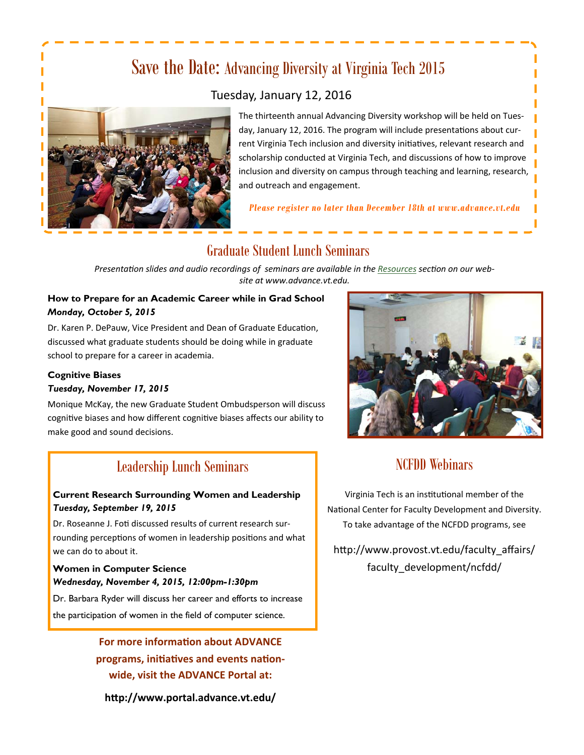## Save the Date: Advancing Diversity at Virginia Tech 2015

### Tuesday, January 12, 2016

The thirteenth annual Advancing Diversity workshop will be held on Tuesday, January 12, 2016. The program will include presentations about current Virginia Tech inclusion and diversity initiatives, relevant research and scholarship conducted at Virginia Tech, and discussions of how to improve inclusion and diversity on campus through teaching and learning, research, and outreach and engagement.

*Please register no later than December 18th at www.advance.vt.edu*

## Graduate Student Lunch Seminars

*Presentation slides and audio recordings of seminars are available in the Resources section on our website at www.advance.vt.edu.*

**How to Prepare for an Academic Career while in Grad School**
***Monday, October 5, 2015***

Dr. Karen P. DePauw, Vice President and Dean of Graduate Education, discussed what graduate students should be doing while in graduate school to prepare for a career in academia.

**Cognitive Biases**
***Tuesday, November 17, 2015***

Monique McKay, the new Graduate Student Ombudsperson will discuss cognitive biases and how different cognitive biases affects our ability to make good and sound decisions.

## Leadership Lunch Seminars

**Current Research Surrounding Women and Leadership**
***Tuesday, September 19, 2015***

Dr. Roseanne J. Foti discussed results of current research surrounding perceptions of women in leadership positions and what we can do to about it.

**Women in Computer Science**
***Wednesday, November 4, 2015, 12:00pm-1:30pm***

Dr. Barbara Ryder will discuss her career and efforts to increase the participation of women in the field of computer science.

## NCFDD Webinars

Virginia Tech is an institutional member of the National Center for Faculty Development and Diversity. To take advantage of the NCFDD programs, see

http://www.provost.vt.edu/faculty_affairs/faculty_development/ncfdd/

**For more information about ADVANCE programs, initiatives and events nationwide, visit the ADVANCE Portal at:**

**http://www.portal.advance.vt.edu/**